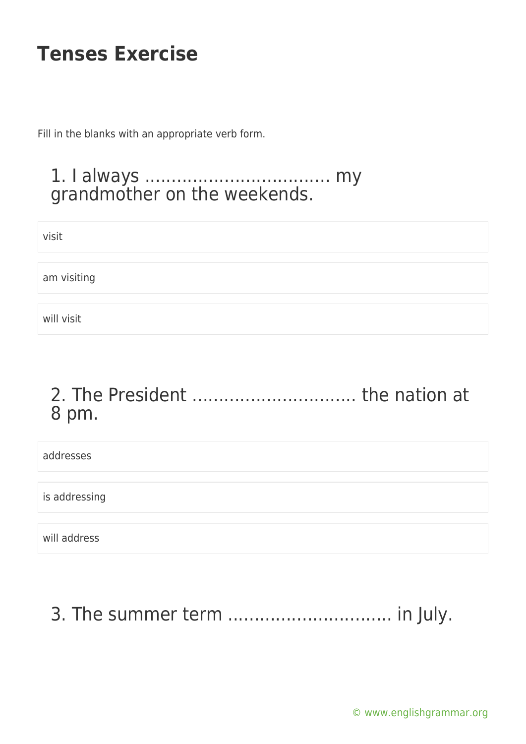# Tenses Exercise

Fill in the blanks with an appropriate verb form.

## 1. I always ……………………………. my grandmother on the weekends.

- visit
- am visiting
- will visit

## 2. The President ……………………….. the nation at 8 pm.

- addresses
- is addressing
- will address

## 3. The summer term ……………………….. in July.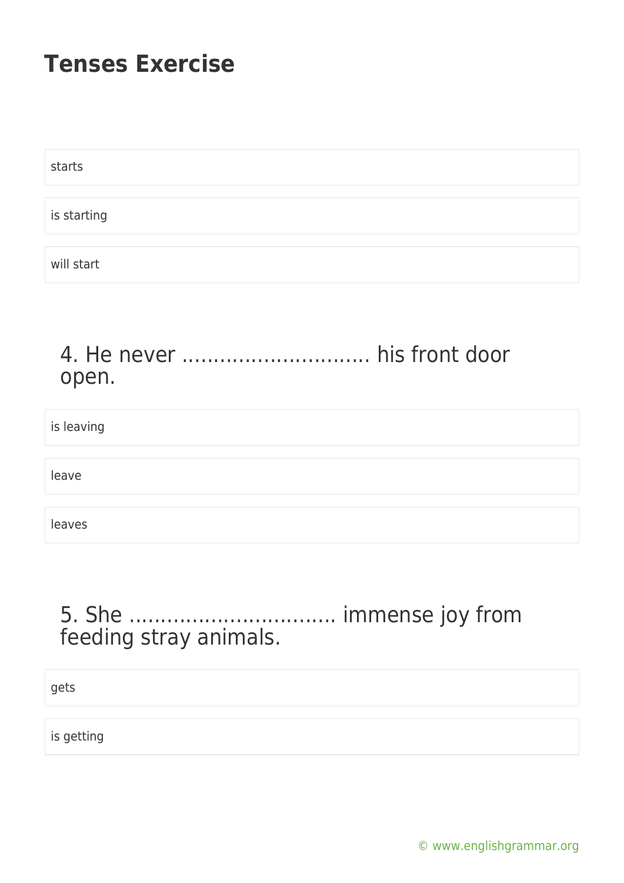# Tenses Exercise

starts

is starting

will start

4. He never ............................ his front door open.

is leaving

leave

leaves

5. She ............................... immense joy from feeding stray animals.

gets

is getting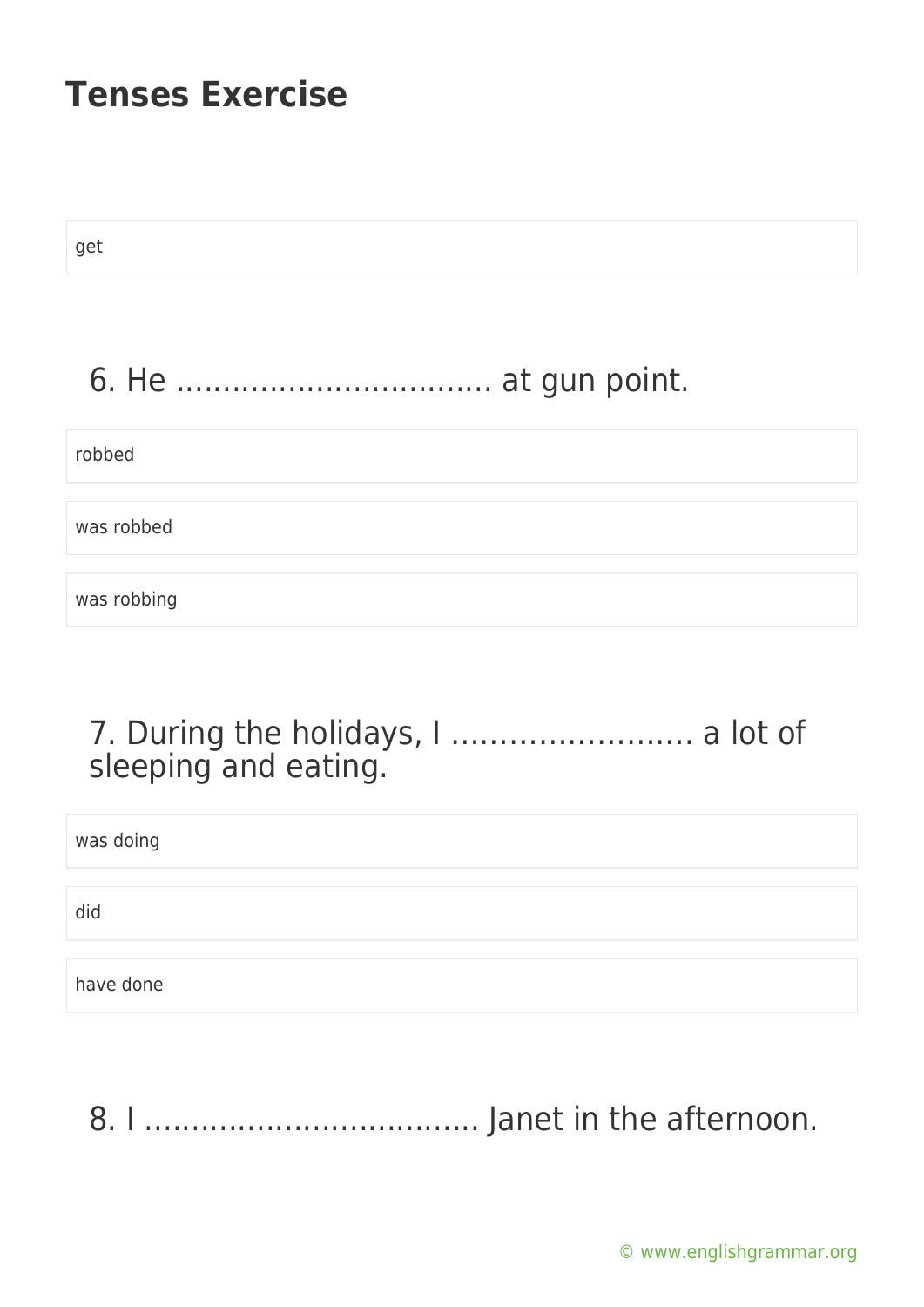get

6. He .................................. at gun point.

robbed

was robbed

was robbing

7. During the holidays, I ......................... a lot of sleeping and eating.

was doing

did

have done

8. I .................................... Janet in the afternoon.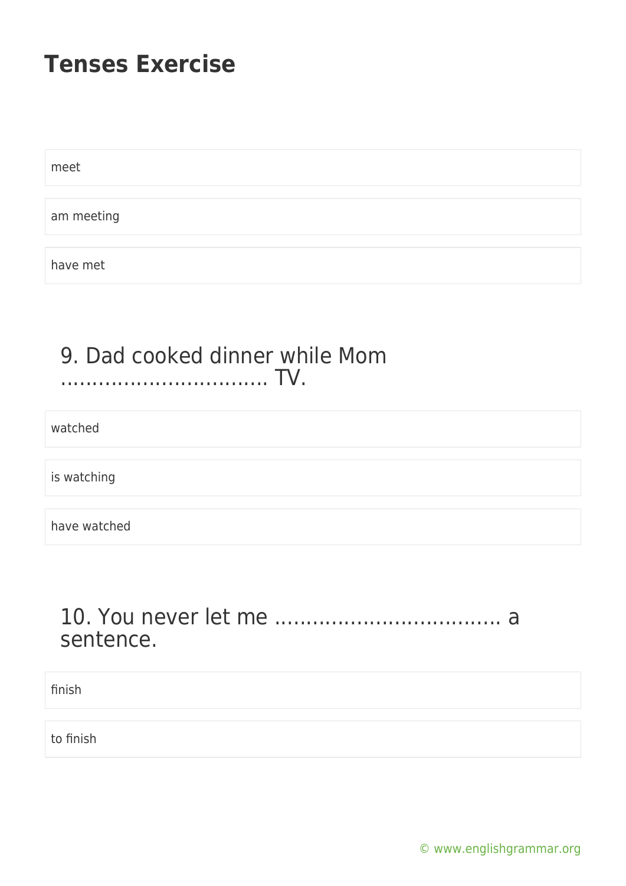# Tenses Exercise

meet

am meeting

have met

### 9. Dad cooked dinner while Mom ................................ TV.

watched

is watching

have watched

### 10. You never let me .................................... a sentence.

finish

to finish

© www.englishgrammar.org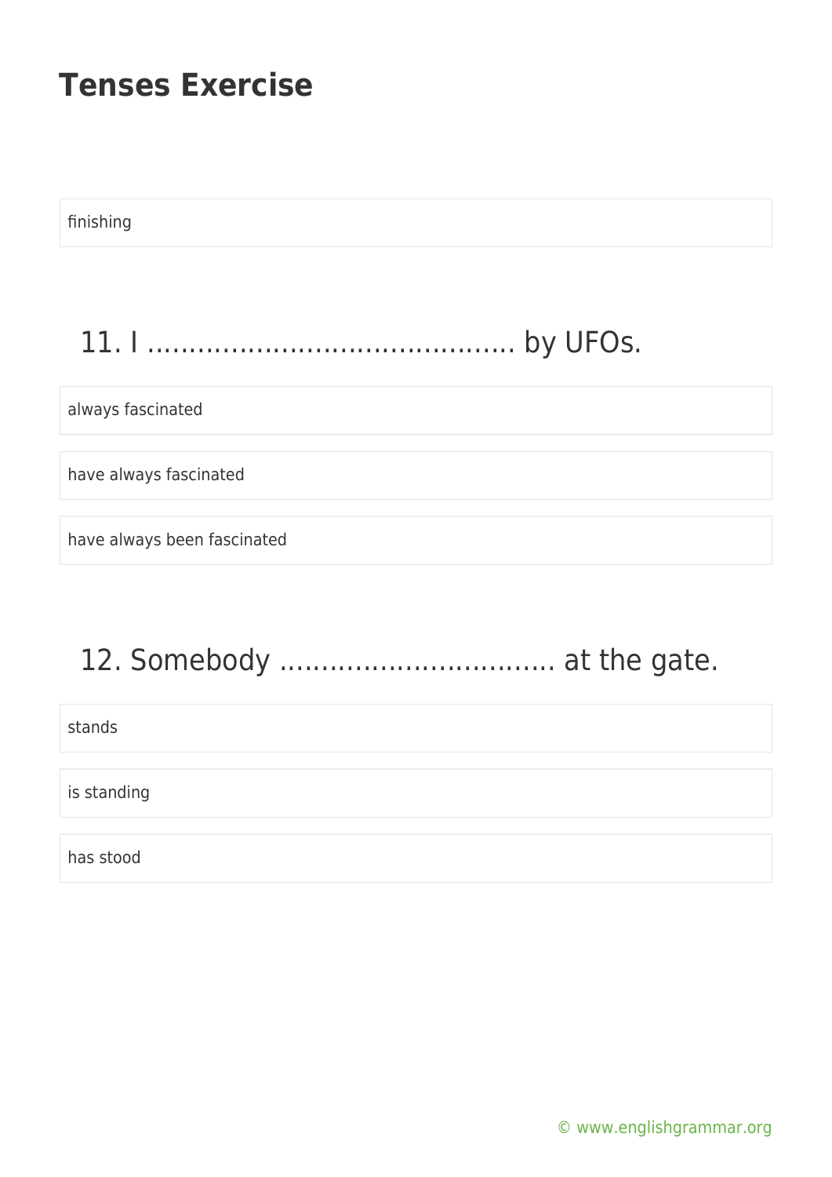finishing

## 11. I ........................................... by UFOs.

always fascinated

have always fascinated

have always been fascinated

## 12. Somebody ................................. at the gate.

stands

is standing

has stood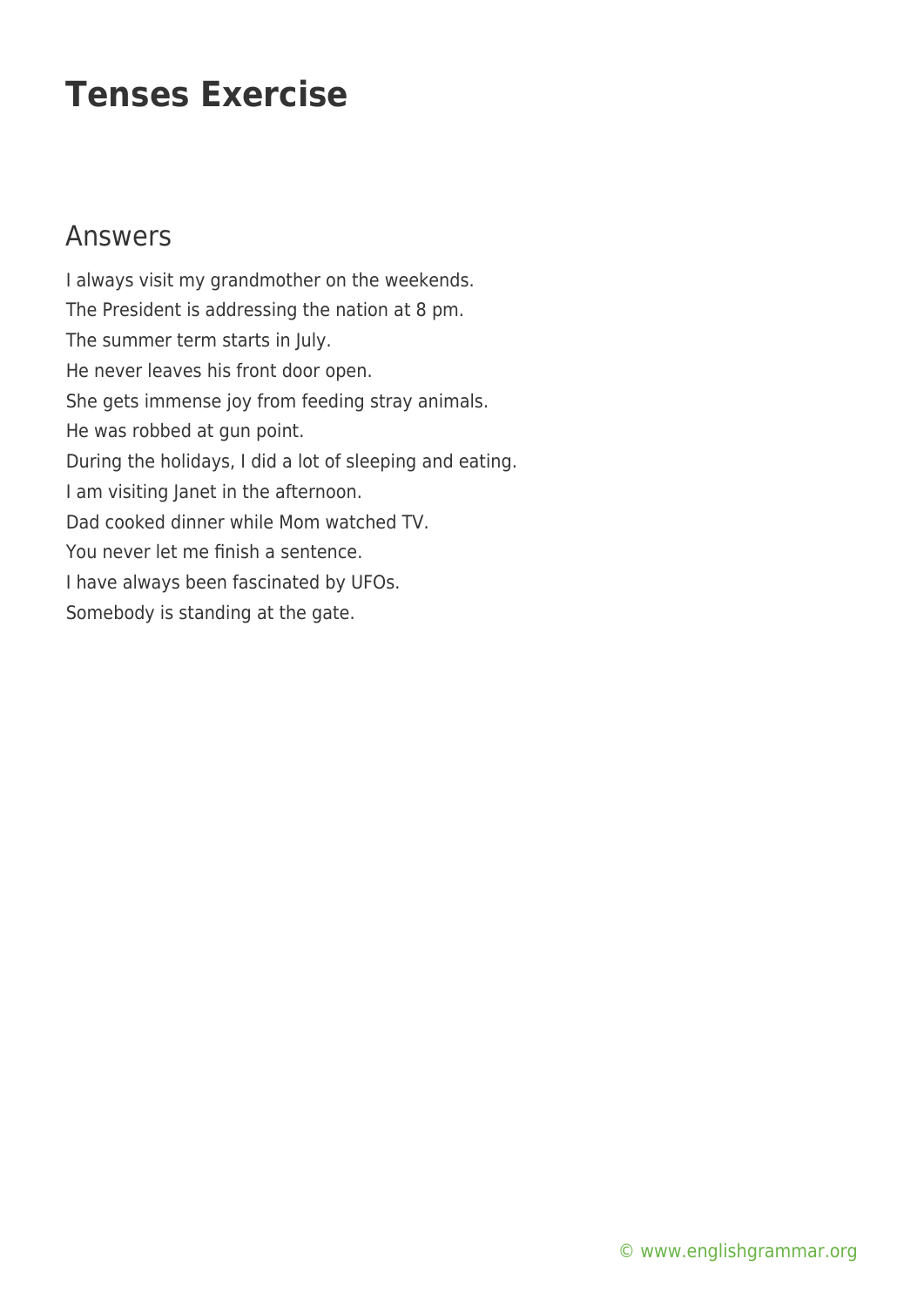# Tenses Exercise

## Answers

I always visit my grandmother on the weekends.
The President is addressing the nation at 8 pm.
The summer term starts in July.
He never leaves his front door open.
She gets immense joy from feeding stray animals.
He was robbed at gun point.
During the holidays, I did a lot of sleeping and eating.
I am visiting Janet in the afternoon.
Dad cooked dinner while Mom watched TV.
You never let me finish a sentence.
I have always been fascinated by UFOs.
Somebody is standing at the gate.